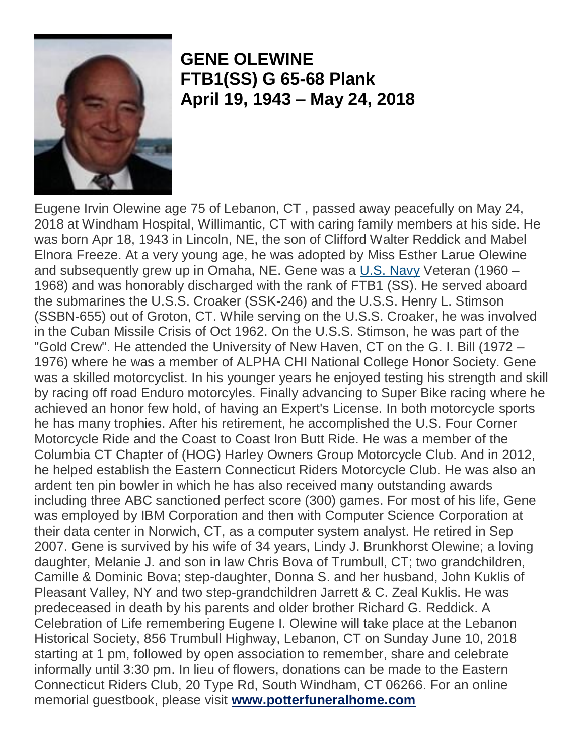**GENE OLEWINE**
**FTB1(SS) G 65-68 Plank**
**April 19, 1943 – May 24, 2018**

Eugene Irvin Olewine age 75 of Lebanon, CT , passed away peacefully on May 24, 2018 at Windham Hospital, Willimantic, CT with caring family members at his side. He was born Apr 18, 1943 in Lincoln, NE, the son of Clifford Walter Reddick and Mabel Elnora Freeze. At a very young age, he was adopted by Miss Esther Larue Olewine and subsequently grew up in Omaha, NE. Gene was a U.S. Navy Veteran (1960 – 1968) and was honorably discharged with the rank of FTB1 (SS). He served aboard the submarines the U.S.S. Croaker (SSK-246) and the U.S.S. Henry L. Stimson (SSBN-655) out of Groton, CT. While serving on the U.S.S. Croaker, he was involved in the Cuban Missile Crisis of Oct 1962. On the U.S.S. Stimson, he was part of the "Gold Crew". He attended the University of New Haven, CT on the G. I. Bill (1972 – 1976) where he was a member of ALPHA CHI National College Honor Society. Gene was a skilled motorcyclist. In his younger years he enjoyed testing his strength and skill by racing off road Enduro motorcyles. Finally advancing to Super Bike racing where he achieved an honor few hold, of having an Expert's License. In both motorcycle sports he has many trophies. After his retirement, he accomplished the U.S. Four Corner Motorcycle Ride and the Coast to Coast Iron Butt Ride. He was a member of the Columbia CT Chapter of (HOG) Harley Owners Group Motorcycle Club. And in 2012, he helped establish the Eastern Connecticut Riders Motorcycle Club. He was also an ardent ten pin bowler in which he has also received many outstanding awards including three ABC sanctioned perfect score (300) games. For most of his life, Gene was employed by IBM Corporation and then with Computer Science Corporation at their data center in Norwich, CT, as a computer system analyst. He retired in Sep 2007. Gene is survived by his wife of 34 years, Lindy J. Brunkhorst Olewine; a loving daughter, Melanie J. and son in law Chris Bova of Trumbull, CT; two grandchildren, Camille & Dominic Bova; step-daughter, Donna S. and her husband, John Kuklis of Pleasant Valley, NY and two step-grandchildren Jarrett & C. Zeal Kuklis. He was predeceased in death by his parents and older brother Richard G. Reddick. A Celebration of Life remembering Eugene I. Olewine will take place at the Lebanon Historical Society, 856 Trumbull Highway, Lebanon, CT on Sunday June 10, 2018 starting at 1 pm, followed by open association to remember, share and celebrate informally until 3:30 pm. In lieu of flowers, donations can be made to the Eastern Connecticut Riders Club, 20 Type Rd, South Windham, CT 06266. For an online memorial guestbook, please visit **www.potterfuneralhome.com**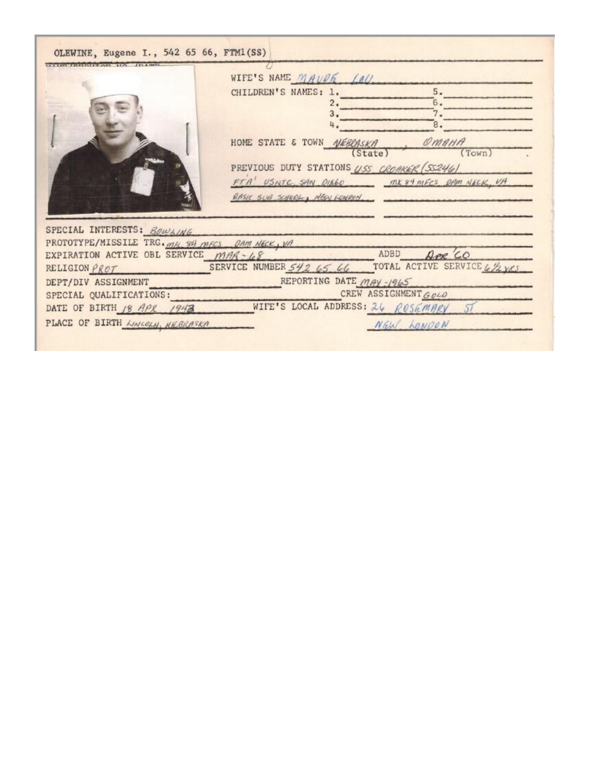OLEWINE, Eugene I., 542 65 66, FTM1(SS)

NAME/SERVICE NO./RATE

WIFE'S NAME MAUDE LOU

CHILDREN'S NAMES: 1. ____ 5. ____
2. ____ 6. ____
3. ____ 7. ____
4. ____ 8. ____

HOME STATE & TOWN NEBRASKA (State), OMAHA (Town)

PREVIOUS DUTY STATIONS USS CROAKER (SS246)
FTA' USNTC, SAN DIEGO    MK 84 MFCS DAM NECK, VA
BASIC SUB SCHOOL, NEW LONDON

SPECIAL INTERESTS: BOWLING

PROTOTYPE/MISSILE TRG. MK 84 MFCS DAM NECK, VA

EXPIRATION ACTIVE OBL SERVICE MAR-68    ADBD APR '60

RELIGION PROT    SERVICE NUMBER 542 65 66    TOTAL ACTIVE SERVICE 6½ YRS

DEPT/DIV ASSIGNMENT ____    REPORTING DATE MAY-1965

SPECIAL QUALIFICATIONS: ____    CREW ASSIGNMENT GOLD

DATE OF BIRTH 18 APR 1942    WIFE'S LOCAL ADDRESS: 26 ROSEMARY ST
NEW LONDON

PLACE OF BIRTH LINCOLN, NEBRASKA